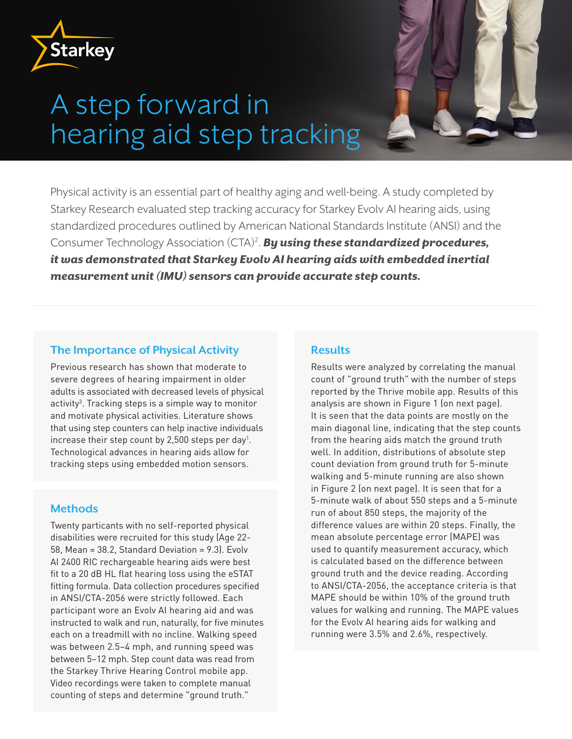Starkey

# A step forward in hearing aid step tracking

Physical activity is an essential part of healthy aging and well-being. A study completed by Starkey Research evaluated step tracking accuracy for Starkey Evolv AI hearing aids, using standardized procedures outlined by American National Standards Institute (ANSI) and the Consumer Technology Association (CTA)[2]. ***By using these standardized procedures, it was demonstrated that Starkey Evolv AI hearing aids with embedded inertial measurement unit (IMU) sensors can provide accurate step counts.***

## The Importance of Physical Activity

Previous research has shown that moderate to severe degrees of hearing impairment in older adults is associated with decreased levels of physical activity[3]. Tracking steps is a simple way to monitor and motivate physical activities. Literature shows that using step counters can help inactive individuals increase their step count by 2,500 steps per day[1]. Technological advances in hearing aids allow for tracking steps using embedded motion sensors.

## Methods

Twenty particants with no self-reported physical disabilities were recruited for this study (Age 22-58, Mean = 38.2, Standard Deviation = 9.3). Evolv AI 2400 RIC rechargeable hearing aids were best fit to a 20 dB HL flat hearing loss using the eSTAT fitting formula. Data collection procedures specified in ANSI/CTA-2056 were strictly followed. Each participant wore an Evolv AI hearing aid and was instructed to walk and run, naturally, for five minutes each on a treadmill with no incline. Walking speed was between 2.5–4 mph, and running speed was between 5–12 mph. Step count data was read from the Starkey Thrive Hearing Control mobile app. Video recordings were taken to complete manual counting of steps and determine "ground truth."

## Results

Results were analyzed by correlating the manual count of "ground truth" with the number of steps reported by the Thrive mobile app. Results of this analysis are shown in Figure 1 (on next page). It is seen that the data points are mostly on the main diagonal line, indicating that the step counts from the hearing aids match the ground truth well. In addition, distributions of absolute step count deviation from ground truth for 5-minute walking and 5-minute running are also shown in Figure 2 (on next page). It is seen that for a 5-minute walk of about 550 steps and a 5-minute run of about 850 steps, the majority of the difference values are within 20 steps. Finally, the mean absolute percentage error (MAPE) was used to quantify measurement accuracy, which is calculated based on the difference between ground truth and the device reading. According to ANSI/CTA-2056, the acceptance criteria is that MAPE should be within 10% of the ground truth values for walking and running. The MAPE values for the Evolv AI hearing aids for walking and running were 3.5% and 2.6%, respectively.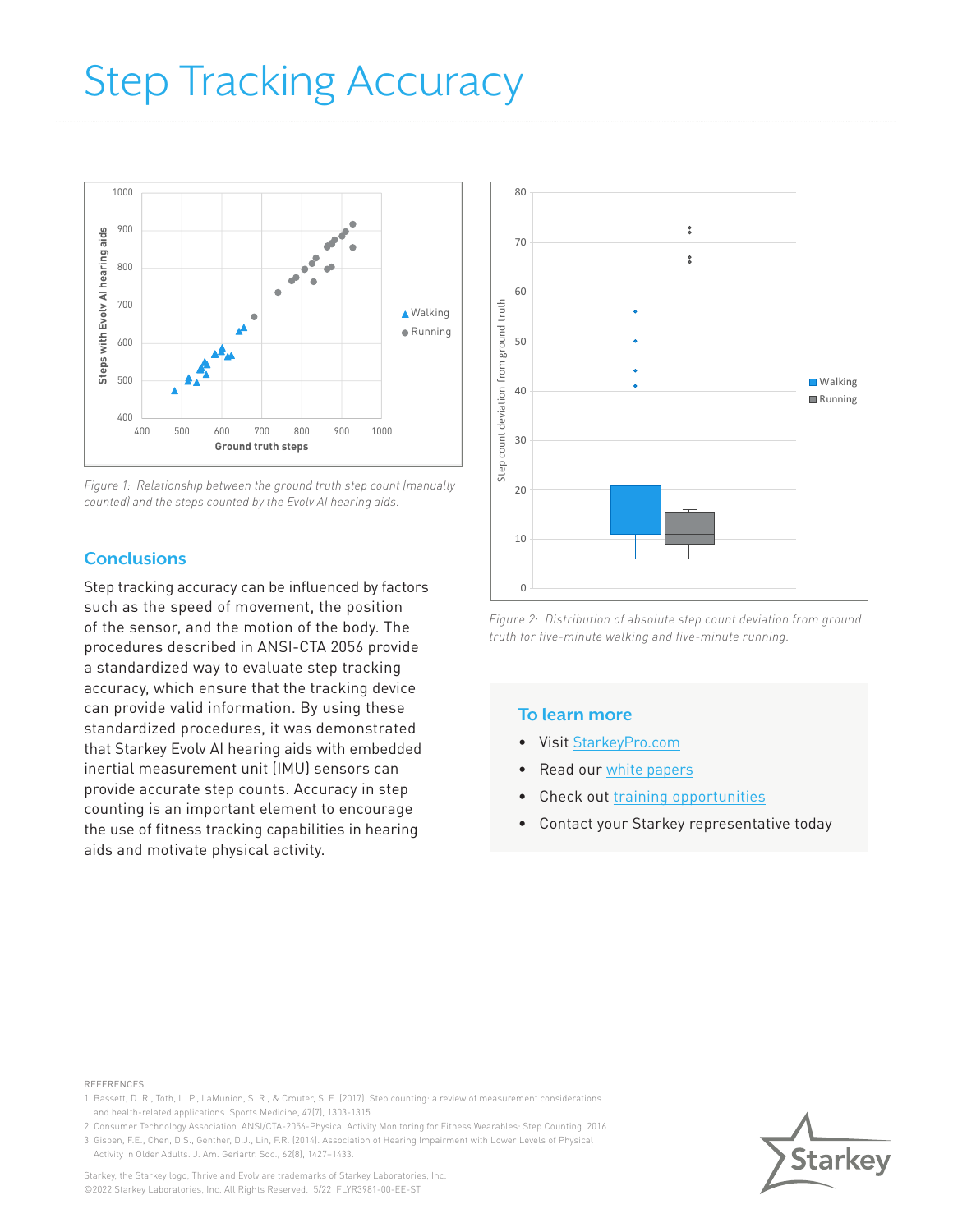# Step Tracking Accuracy

1000
900
800
700
600
500
400
Steps with Evolv AI hearing aids
400 500 600 700 800 900 1000
Ground truth steps
Walking
Running

*Figure 1: Relationship between the ground truth step count (manually counted) and the steps counted by the Evolv AI hearing aids.*

80
70
60
50
40
30
20
10
0
Step count deviation from ground truth
Walking
Running

*Figure 2: Distribution of absolute step count deviation from ground truth for five-minute walking and five-minute running.*

## Conclusions

Step tracking accuracy can be influenced by factors such as the speed of movement, the position of the sensor, and the motion of the body. The procedures described in ANSI-CTA 2056 provide a standardized way to evaluate step tracking accuracy, which ensure that the tracking device can provide valid information. By using these standardized procedures, it was demonstrated that Starkey Evolv AI hearing aids with embedded inertial measurement unit (IMU) sensors can provide accurate step counts. Accuracy in step counting is an important element to encourage the use of fitness tracking capabilities in hearing aids and motivate physical activity.

## To learn more

- Visit StarkeyPro.com
- Read our white papers
- Check out training opportunities
- Contact your Starkey representative today

REFERENCES

1 Bassett, D. R., Toth, L. P., LaMunion, S. R., & Crouter, S. E. (2017). Step counting: a review of measurement considerations and health-related applications. Sports Medicine, 47(7), 1303-1315.

2 Consumer Technology Association. ANSI/CTA-2056-Physical Activity Monitoring for Fitness Wearables: Step Counting. 2016.

3 Gispen, F.E., Chen, D.S., Genther, D.J., Lin, F.R. (2014). Association of Hearing Impairment with Lower Levels of Physical Activity in Older Adults. J. Am. Geriatr. Soc., 62(8), 1427–1433.

Starkey, the Starkey logo, Thrive and Evolv are trademarks of Starkey Laboratories, Inc.
©2022 Starkey Laboratories, Inc. All Rights Reserved. 5/22 FLYR3981-00-EE-ST

Starkey